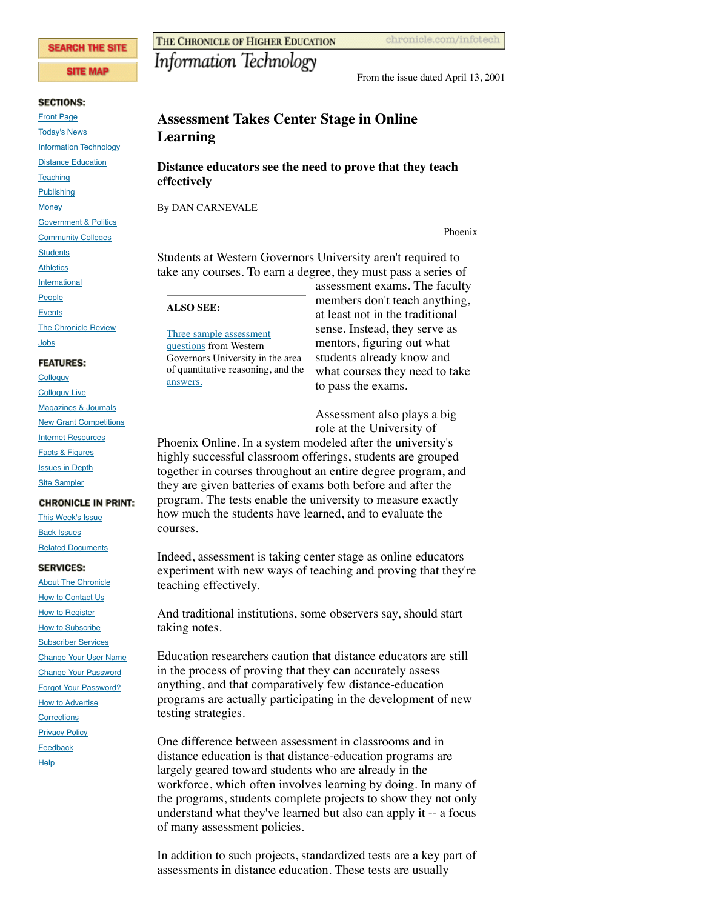From the issue dated April 13, 2001

# Assessment Takes Center Stage in Online Learning

## Distance educators see the need to prove that they teach effectively

By DAN CARNEVALE

Phoenix

Students at Western Governors University aren't required to take any courses. To earn a degree, they must pass a series of assessment exams. The faculty members don't teach anything, at least not in the traditional sense. Instead, they serve as mentors, figuring out what students already know and what courses they need to take to pass the exams.

**ALSO SEE:**

Three sample assessment questions from Western Governors University in the area of quantitative reasoning, and the answers.

Assessment also plays a big role at the University of Phoenix Online. In a system modeled after the university's highly successful classroom offerings, students are grouped together in courses throughout an entire degree program, and they are given batteries of exams both before and after the program. The tests enable the university to measure exactly how much the students have learned, and to evaluate the courses.

Indeed, assessment is taking center stage as online educators experiment with new ways of teaching and proving that they're teaching effectively.

And traditional institutions, some observers say, should start taking notes.

Education researchers caution that distance educators are still in the process of proving that they can accurately assess anything, and that comparatively few distance-education programs are actually participating in the development of new testing strategies.

One difference between assessment in classrooms and in distance education is that distance-education programs are largely geared toward students who are already in the workforce, which often involves learning by doing. In many of the programs, students complete projects to show they not only understand what they've learned but also can apply it -- a focus of many assessment policies.

In addition to such projects, standardized tests are a key part of assessments in distance education. These tests are usually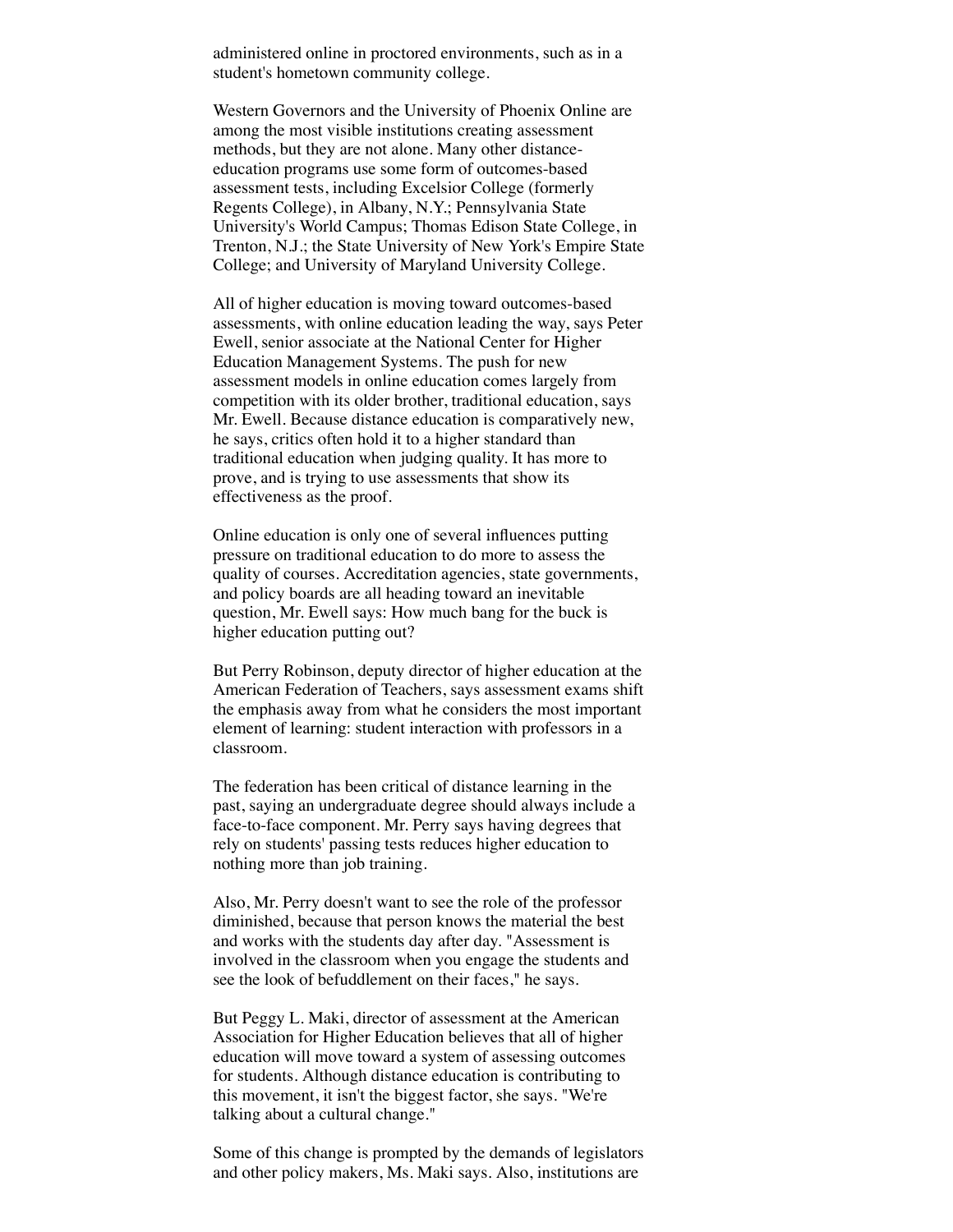administered online in proctored environments, such as in a student's hometown community college.

Western Governors and the University of Phoenix Online are among the most visible institutions creating assessment methods, but they are not alone. Many other distance-education programs use some form of outcomes-based assessment tests, including Excelsior College (formerly Regents College), in Albany, N.Y.; Pennsylvania State University's World Campus; Thomas Edison State College, in Trenton, N.J.; the State University of New York's Empire State College; and University of Maryland University College.

All of higher education is moving toward outcomes-based assessments, with online education leading the way, says Peter Ewell, senior associate at the National Center for Higher Education Management Systems. The push for new assessment models in online education comes largely from competition with its older brother, traditional education, says Mr. Ewell. Because distance education is comparatively new, he says, critics often hold it to a higher standard than traditional education when judging quality. It has more to prove, and is trying to use assessments that show its effectiveness as the proof.

Online education is only one of several influences putting pressure on traditional education to do more to assess the quality of courses. Accreditation agencies, state governments, and policy boards are all heading toward an inevitable question, Mr. Ewell says: How much bang for the buck is higher education putting out?

But Perry Robinson, deputy director of higher education at the American Federation of Teachers, says assessment exams shift the emphasis away from what he considers the most important element of learning: student interaction with professors in a classroom.

The federation has been critical of distance learning in the past, saying an undergraduate degree should always include a face-to-face component. Mr. Perry says having degrees that rely on students' passing tests reduces higher education to nothing more than job training.

Also, Mr. Perry doesn't want to see the role of the professor diminished, because that person knows the material the best and works with the students day after day. "Assessment is involved in the classroom when you engage the students and see the look of befuddlement on their faces," he says.

But Peggy L. Maki, director of assessment at the American Association for Higher Education believes that all of higher education will move toward a system of assessing outcomes for students. Although distance education is contributing to this movement, it isn't the biggest factor, she says. "We're talking about a cultural change."

Some of this change is prompted by the demands of legislators and other policy makers, Ms. Maki says. Also, institutions are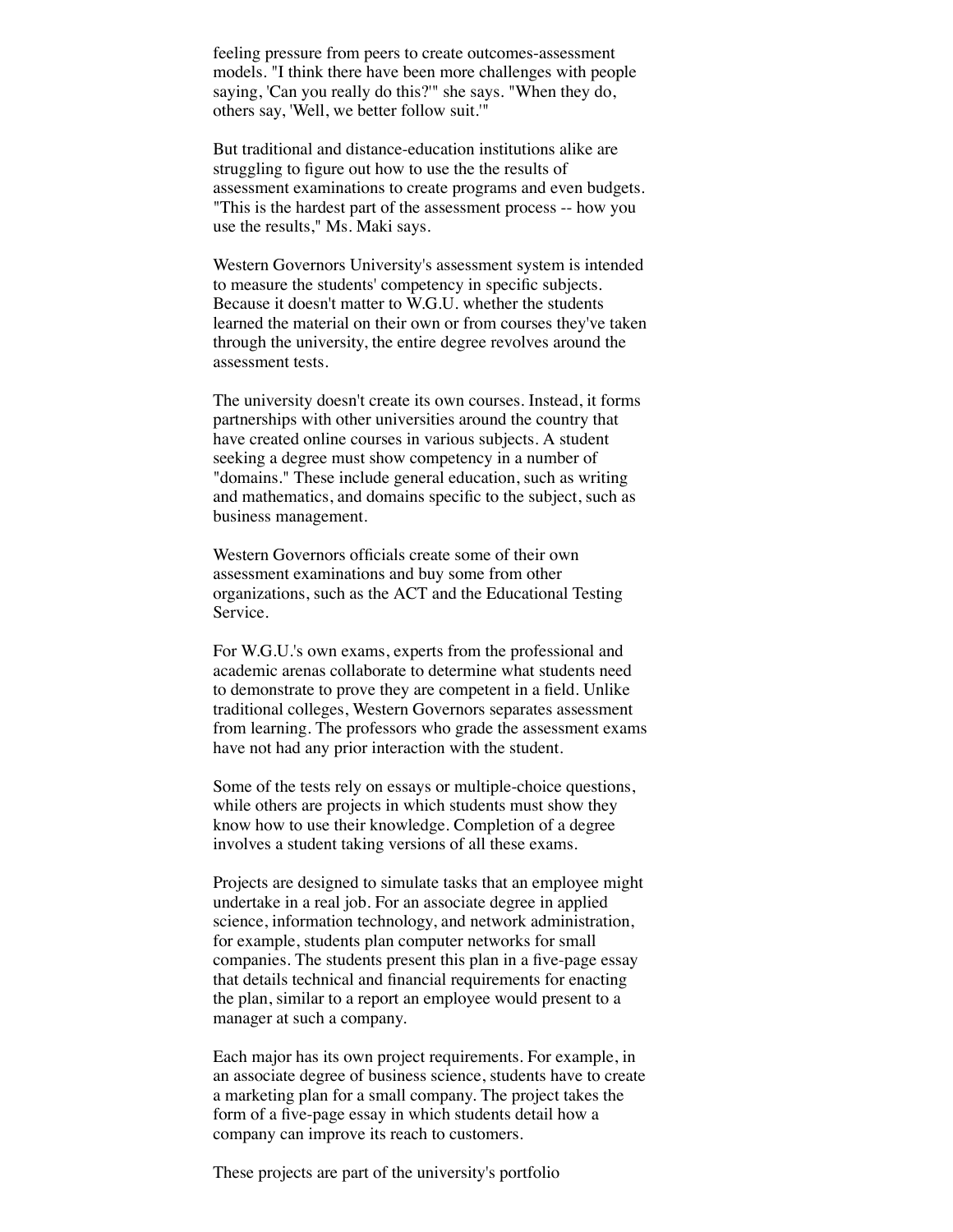feeling pressure from peers to create outcomes-assessment models. "I think there have been more challenges with people saying, 'Can you really do this?'" she says. "When they do, others say, 'Well, we better follow suit.'"

But traditional and distance-education institutions alike are struggling to figure out how to use the the results of assessment examinations to create programs and even budgets. "This is the hardest part of the assessment process -- how you use the results," Ms. Maki says.

Western Governors University's assessment system is intended to measure the students' competency in specific subjects. Because it doesn't matter to W.G.U. whether the students learned the material on their own or from courses they've taken through the university, the entire degree revolves around the assessment tests.

The university doesn't create its own courses. Instead, it forms partnerships with other universities around the country that have created online courses in various subjects. A student seeking a degree must show competency in a number of "domains." These include general education, such as writing and mathematics, and domains specific to the subject, such as business management.

Western Governors officials create some of their own assessment examinations and buy some from other organizations, such as the ACT and the Educational Testing Service.

For W.G.U.'s own exams, experts from the professional and academic arenas collaborate to determine what students need to demonstrate to prove they are competent in a field. Unlike traditional colleges, Western Governors separates assessment from learning. The professors who grade the assessment exams have not had any prior interaction with the student.

Some of the tests rely on essays or multiple-choice questions, while others are projects in which students must show they know how to use their knowledge. Completion of a degree involves a student taking versions of all these exams.

Projects are designed to simulate tasks that an employee might undertake in a real job. For an associate degree in applied science, information technology, and network administration, for example, students plan computer networks for small companies. The students present this plan in a five-page essay that details technical and financial requirements for enacting the plan, similar to a report an employee would present to a manager at such a company.

Each major has its own project requirements. For example, in an associate degree of business science, students have to create a marketing plan for a small company. The project takes the form of a five-page essay in which students detail how a company can improve its reach to customers.

These projects are part of the university's portfolio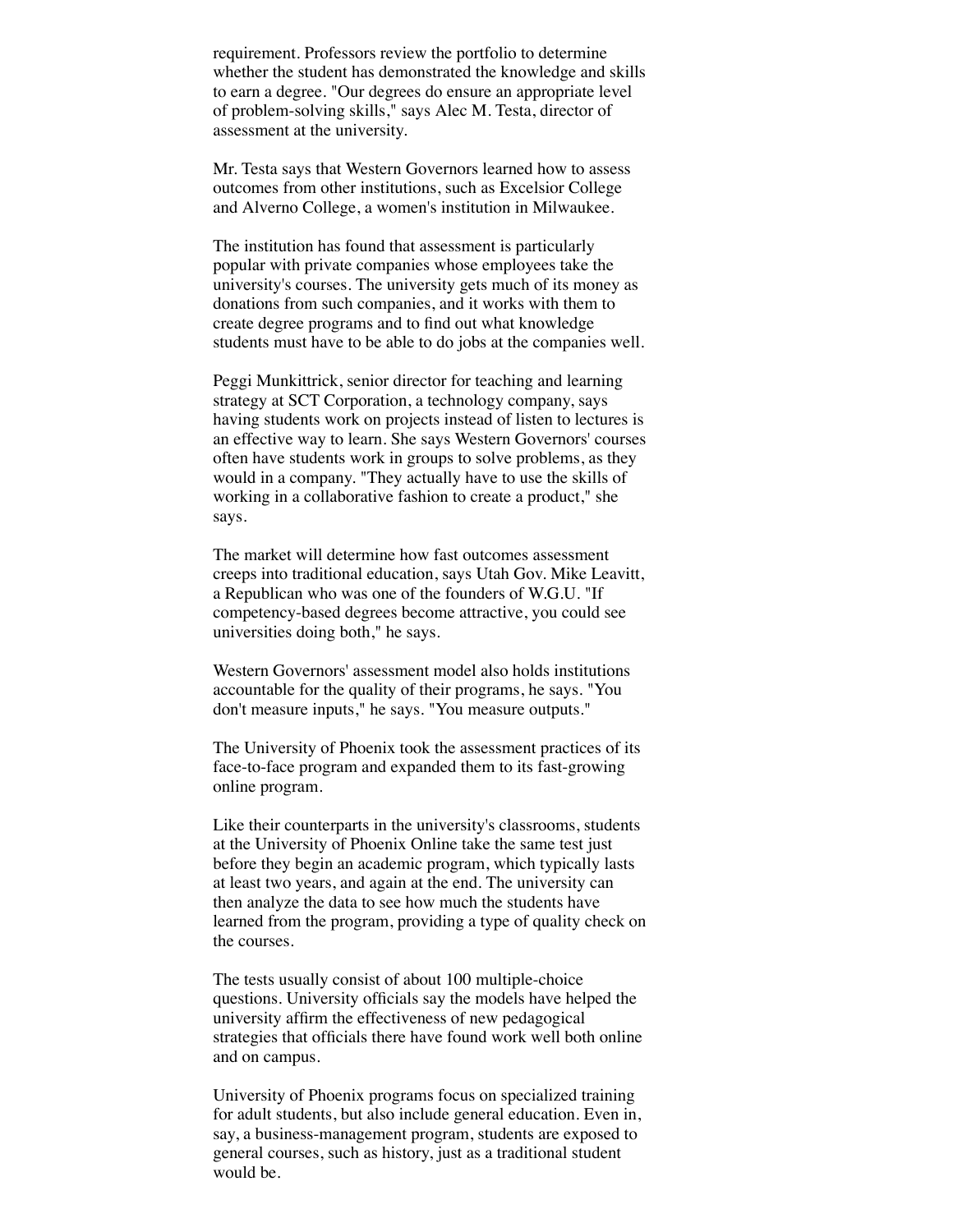requirement. Professors review the portfolio to determine whether the student has demonstrated the knowledge and skills to earn a degree. "Our degrees do ensure an appropriate level of problem-solving skills," says Alec M. Testa, director of assessment at the university.

Mr. Testa says that Western Governors learned how to assess outcomes from other institutions, such as Excelsior College and Alverno College, a women's institution in Milwaukee.

The institution has found that assessment is particularly popular with private companies whose employees take the university's courses. The university gets much of its money as donations from such companies, and it works with them to create degree programs and to find out what knowledge students must have to be able to do jobs at the companies well.

Peggi Munkittrick, senior director for teaching and learning strategy at SCT Corporation, a technology company, says having students work on projects instead of listen to lectures is an effective way to learn. She says Western Governors' courses often have students work in groups to solve problems, as they would in a company. "They actually have to use the skills of working in a collaborative fashion to create a product," she says.

The market will determine how fast outcomes assessment creeps into traditional education, says Utah Gov. Mike Leavitt, a Republican who was one of the founders of W.G.U. "If competency-based degrees become attractive, you could see universities doing both," he says.

Western Governors' assessment model also holds institutions accountable for the quality of their programs, he says. "You don't measure inputs," he says. "You measure outputs."

The University of Phoenix took the assessment practices of its face-to-face program and expanded them to its fast-growing online program.

Like their counterparts in the university's classrooms, students at the University of Phoenix Online take the same test just before they begin an academic program, which typically lasts at least two years, and again at the end. The university can then analyze the data to see how much the students have learned from the program, providing a type of quality check on the courses.

The tests usually consist of about 100 multiple-choice questions. University officials say the models have helped the university affirm the effectiveness of new pedagogical strategies that officials there have found work well both online and on campus.

University of Phoenix programs focus on specialized training for adult students, but also include general education. Even in, say, a business-management program, students are exposed to general courses, such as history, just as a traditional student would be.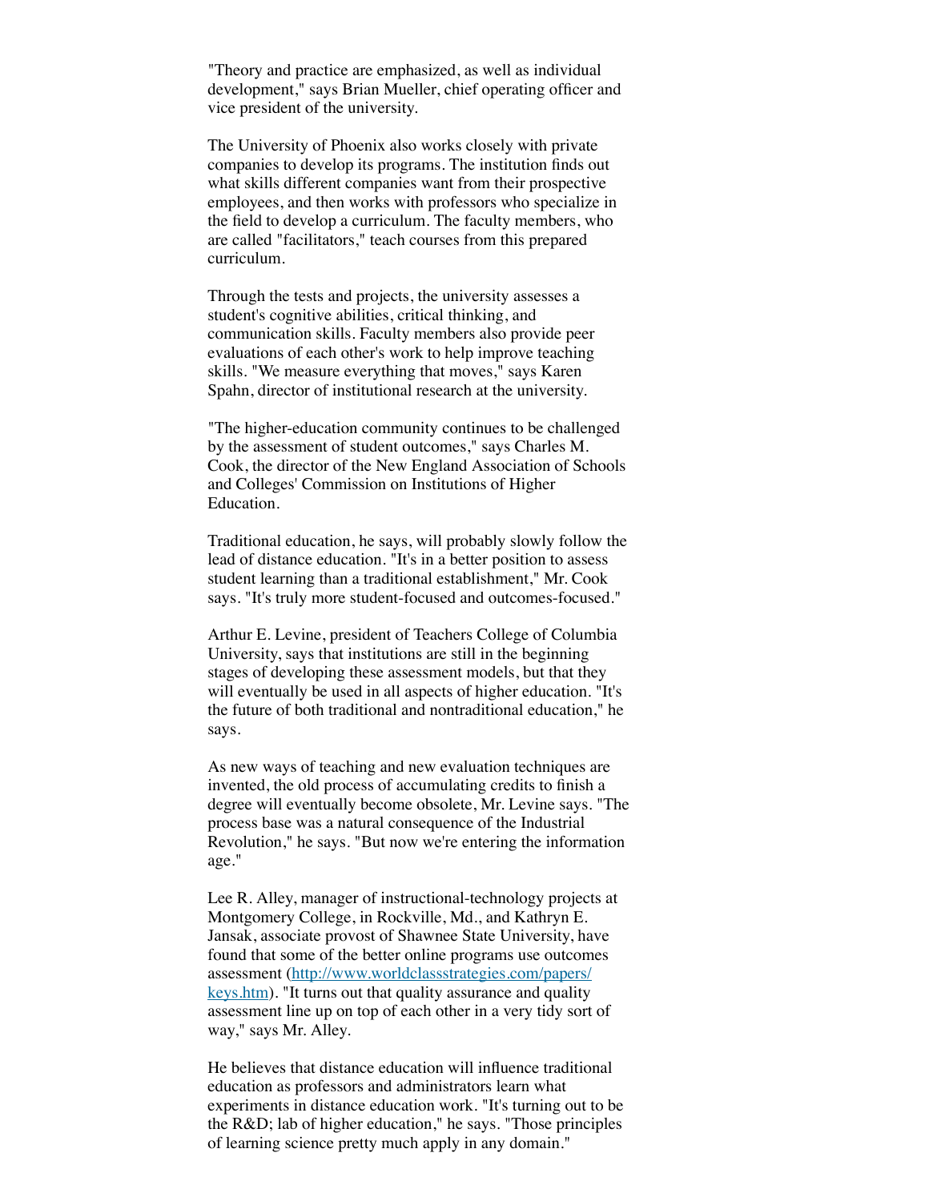"Theory and practice are emphasized, as well as individual development," says Brian Mueller, chief operating officer and vice president of the university.

The University of Phoenix also works closely with private companies to develop its programs. The institution finds out what skills different companies want from their prospective employees, and then works with professors who specialize in the field to develop a curriculum. The faculty members, who are called "facilitators," teach courses from this prepared curriculum.

Through the tests and projects, the university assesses a student's cognitive abilities, critical thinking, and communication skills. Faculty members also provide peer evaluations of each other's work to help improve teaching skills. "We measure everything that moves," says Karen Spahn, director of institutional research at the university.

"The higher-education community continues to be challenged by the assessment of student outcomes," says Charles M. Cook, the director of the New England Association of Schools and Colleges' Commission on Institutions of Higher Education.

Traditional education, he says, will probably slowly follow the lead of distance education. "It's in a better position to assess student learning than a traditional establishment," Mr. Cook says. "It's truly more student-focused and outcomes-focused."

Arthur E. Levine, president of Teachers College of Columbia University, says that institutions are still in the beginning stages of developing these assessment models, but that they will eventually be used in all aspects of higher education. "It's the future of both traditional and nontraditional education," he says.

As new ways of teaching and new evaluation techniques are invented, the old process of accumulating credits to finish a degree will eventually become obsolete, Mr. Levine says. "The process base was a natural consequence of the Industrial Revolution," he says. "But now we're entering the information age."

Lee R. Alley, manager of instructional-technology projects at Montgomery College, in Rockville, Md., and Kathryn E. Jansak, associate provost of Shawnee State University, have found that some of the better online programs use outcomes assessment ([http://www.worldclassstrategies.com/papers/keys.htm](http://www.worldclassstrategies.com/papers/keys.htm)). "It turns out that quality assurance and quality assessment line up on top of each other in a very tidy sort of way," says Mr. Alley.

He believes that distance education will influence traditional education as professors and administrators learn what experiments in distance education work. "It's turning out to be the R&D; lab of higher education," he says. "Those principles of learning science pretty much apply in any domain."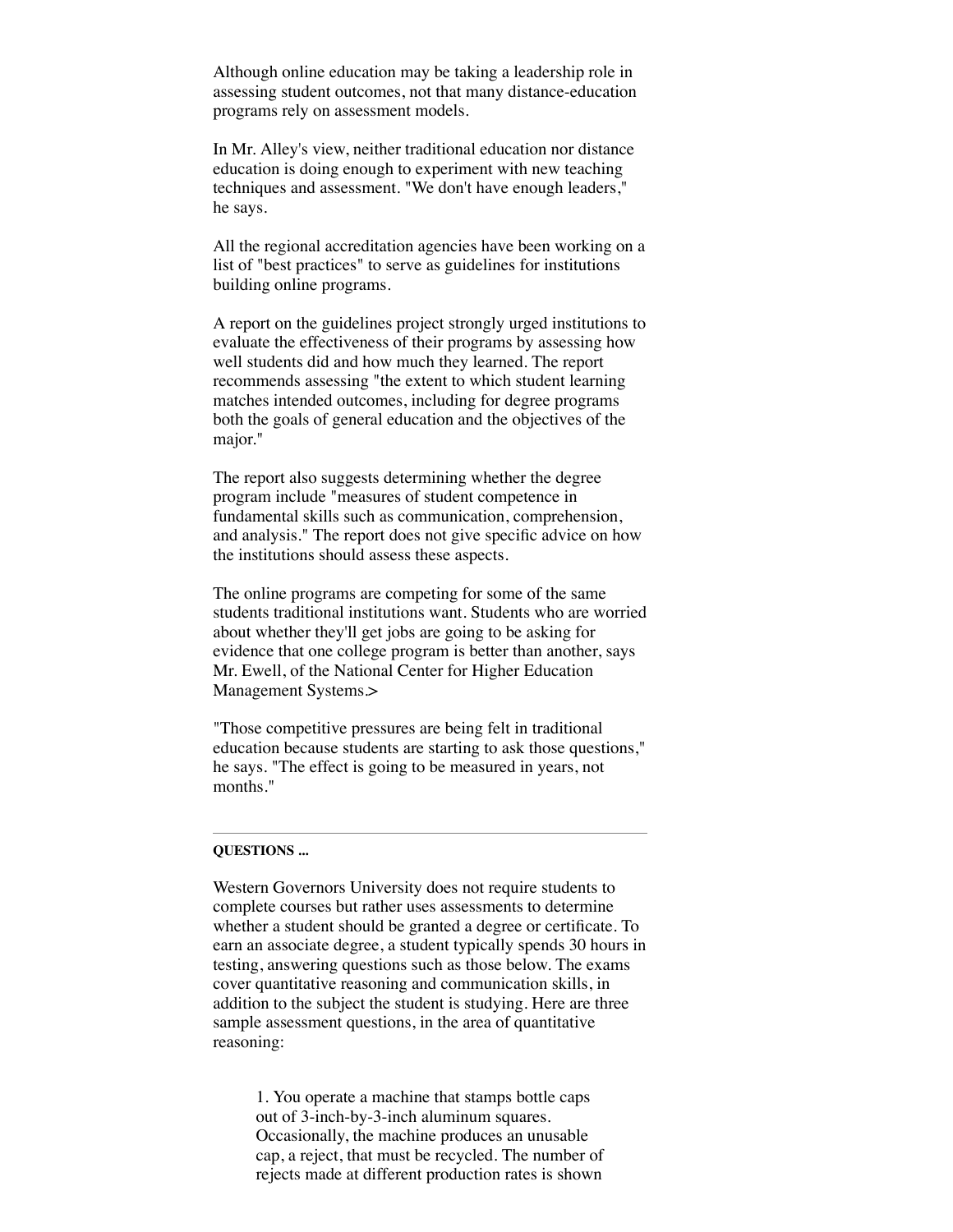Although online education may be taking a leadership role in assessing student outcomes, not that many distance-education programs rely on assessment models.

In Mr. Alley's view, neither traditional education nor distance education is doing enough to experiment with new teaching techniques and assessment. "We don't have enough leaders," he says.

All the regional accreditation agencies have been working on a list of "best practices" to serve as guidelines for institutions building online programs.

A report on the guidelines project strongly urged institutions to evaluate the effectiveness of their programs by assessing how well students did and how much they learned. The report recommends assessing "the extent to which student learning matches intended outcomes, including for degree programs both the goals of general education and the objectives of the major."

The report also suggests determining whether the degree program include "measures of student competence in fundamental skills such as communication, comprehension, and analysis." The report does not give specific advice on how the institutions should assess these aspects.

The online programs are competing for some of the same students traditional institutions want. Students who are worried about whether they'll get jobs are going to be asking for evidence that one college program is better than another, says Mr. Ewell, of the National Center for Higher Education Management Systems.>

"Those competitive pressures are being felt in traditional education because students are starting to ask those questions," he says. "The effect is going to be measured in years, not months."

---

**QUESTIONS ...**

Western Governors University does not require students to complete courses but rather uses assessments to determine whether a student should be granted a degree or certificate. To earn an associate degree, a student typically spends 30 hours in testing, answering questions such as those below. The exams cover quantitative reasoning and communication skills, in addition to the subject the student is studying. Here are three sample assessment questions, in the area of quantitative reasoning:

> 1. You operate a machine that stamps bottle caps out of 3-inch-by-3-inch aluminum squares. Occasionally, the machine produces an unusable cap, a reject, that must be recycled. The number of rejects made at different production rates is shown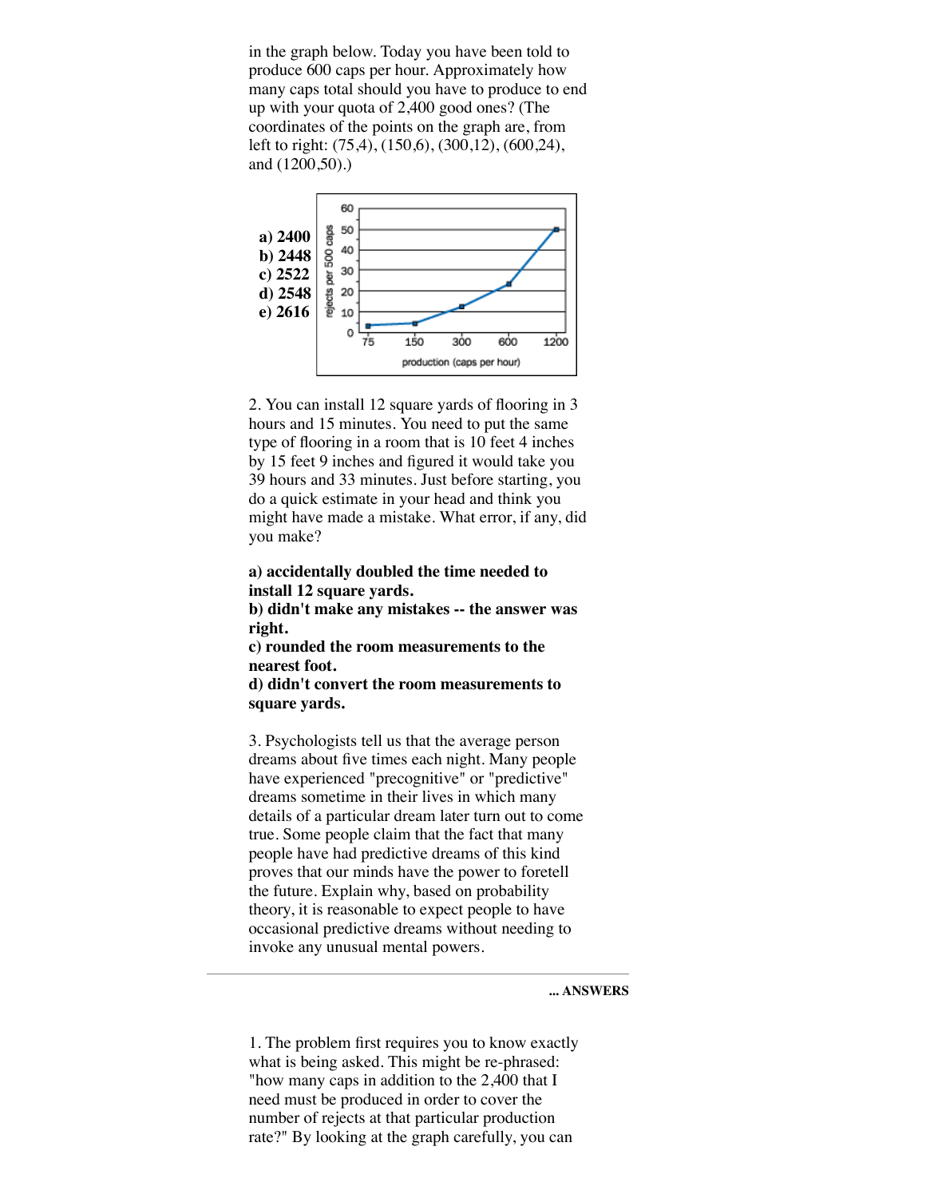in the graph below. Today you have been told to produce 600 caps per hour. Approximately how many caps total should you have to produce to end up with your quota of 2,400 good ones? (The coordinates of the points on the graph are, from left to right: (75,4), (150,6), (300,12), (600,24), and (1200,50).)

**a) 2400**
**b) 2448**
**c) 2522**
**d) 2548**
**e) 2616**

2. You can install 12 square yards of flooring in 3 hours and 15 minutes. You need to put the same type of flooring in a room that is 10 feet 4 inches by 15 feet 9 inches and figured it would take you 39 hours and 33 minutes. Just before starting, you do a quick estimate in your head and think you might have made a mistake. What error, if any, did you make?

**a) accidentally doubled the time needed to install 12 square yards.**
**b) didn't make any mistakes -- the answer was right.**
**c) rounded the room measurements to the nearest foot.**
**d) didn't convert the room measurements to square yards.**

3. Psychologists tell us that the average person dreams about five times each night. Many people have experienced "precognitive" or "predictive" dreams sometime in their lives in which many details of a particular dream later turn out to come true. Some people claim that the fact that many people have had predictive dreams of this kind proves that our minds have the power to foretell the future. Explain why, based on probability theory, it is reasonable to expect people to have occasional predictive dreams without needing to invoke any unusual mental powers.

---

**... ANSWERS**

1. The problem first requires you to know exactly what is being asked. This might be re-phrased: "how many caps in addition to the 2,400 that I need must be produced in order to cover the number of rejects at that particular production rate?" By looking at the graph carefully, you can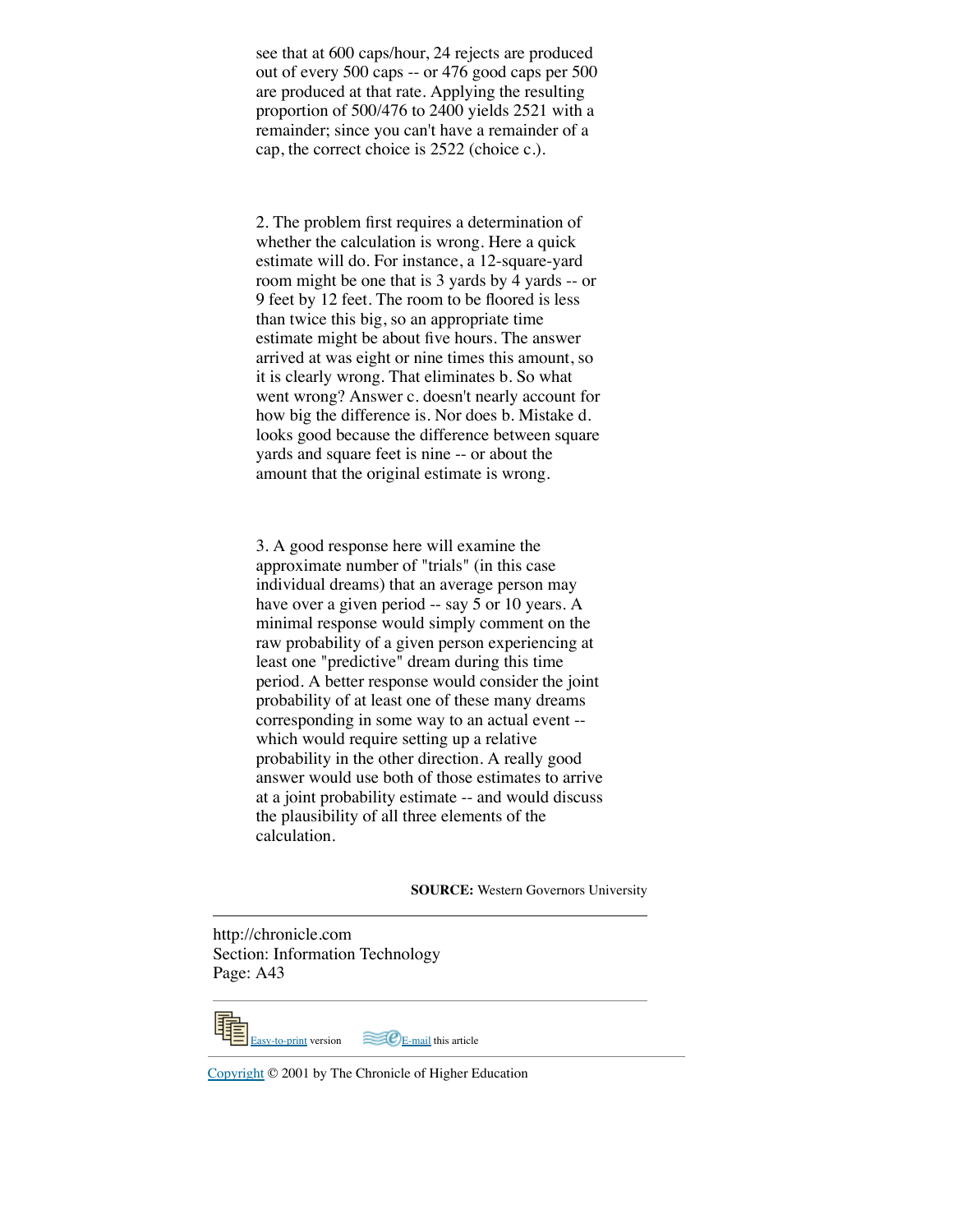see that at 600 caps/hour, 24 rejects are produced out of every 500 caps -- or 476 good caps per 500 are produced at that rate. Applying the resulting proportion of 500/476 to 2400 yields 2521 with a remainder; since you can't have a remainder of a cap, the correct choice is 2522 (choice c.).

2. The problem first requires a determination of whether the calculation is wrong. Here a quick estimate will do. For instance, a 12-square-yard room might be one that is 3 yards by 4 yards -- or 9 feet by 12 feet. The room to be floored is less than twice this big, so an appropriate time estimate might be about five hours. The answer arrived at was eight or nine times this amount, so it is clearly wrong. That eliminates b. So what went wrong? Answer c. doesn't nearly account for how big the difference is. Nor does b. Mistake d. looks good because the difference between square yards and square feet is nine -- or about the amount that the original estimate is wrong.

3. A good response here will examine the approximate number of "trials" (in this case individual dreams) that an average person may have over a given period -- say 5 or 10 years. A minimal response would simply comment on the raw probability of a given person experiencing at least one "predictive" dream during this time period. A better response would consider the joint probability of at least one of these many dreams corresponding in some way to an actual event -- which would require setting up a relative probability in the other direction. A really good answer would use both of those estimates to arrive at a joint probability estimate -- and would discuss the plausibility of all three elements of the calculation.

**SOURCE:** Western Governors University

http://chronicle.com
Section: Information Technology
Page: A43

Easy-to-print version    E-mail this article

Copyright © 2001 by The Chronicle of Higher Education